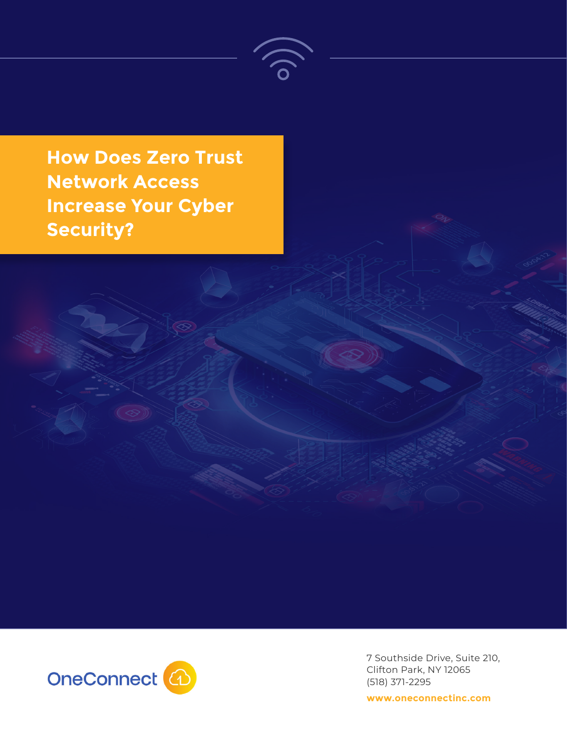# How Does Zero Trust Network Access Increase Your Cyber Security?

OneConnect

7 Southside Drive, Suite 210,
Clifton Park, NY 12065
(518) 371-2295

**www.oneconnectinc.com**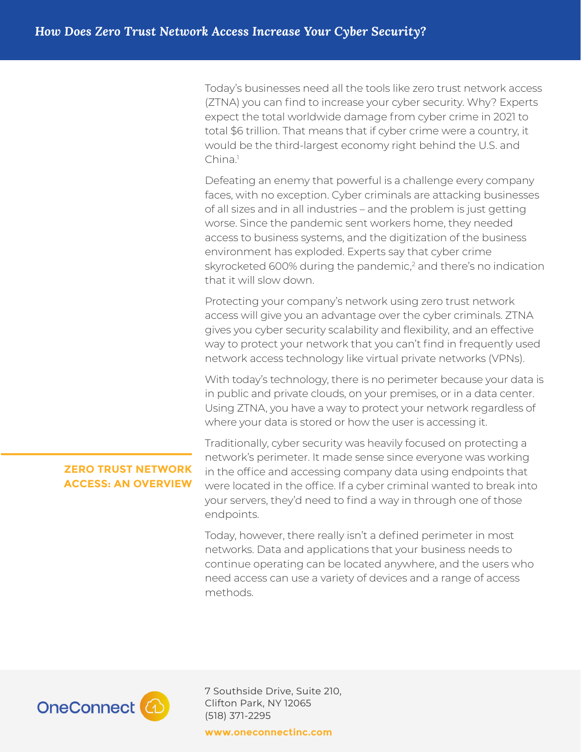Today's businesses need all the tools like zero trust network access (ZTNA) you can find to increase your cyber security. Why? Experts expect the total worldwide damage from cyber crime in 2021 to total $6 trillion. That means that if cyber crime were a country, it would be the third-largest economy right behind the U.S. and China.[1]

Defeating an enemy that powerful is a challenge every company faces, with no exception. Cyber criminals are attacking businesses of all sizes and in all industries – and the problem is just getting worse. Since the pandemic sent workers home, they needed access to business systems, and the digitization of the business environment has exploded. Experts say that cyber crime skyrocketed 600% during the pandemic,[2] and there's no indication that it will slow down.

Protecting your company's network using zero trust network access will give you an advantage over the cyber criminals. ZTNA gives you cyber security scalability and flexibility, and an effective way to protect your network that you can't find in frequently used network access technology like virtual private networks (VPNs).

With today's technology, there is no perimeter because your data is in public and private clouds, on your premises, or in a data center. Using ZTNA, you have a way to protect your network regardless of where your data is stored or how the user is accessing it.

## ZERO TRUST NETWORK ACCESS: AN OVERVIEW

Traditionally, cyber security was heavily focused on protecting a network's perimeter. It made sense since everyone was working in the office and accessing company data using endpoints that were located in the office. If a cyber criminal wanted to break into your servers, they'd need to find a way in through one of those endpoints.

Today, however, there really isn't a defined perimeter in most networks. Data and applications that your business needs to continue operating can be located anywhere, and the users who need access can use a variety of devices and a range of access methods.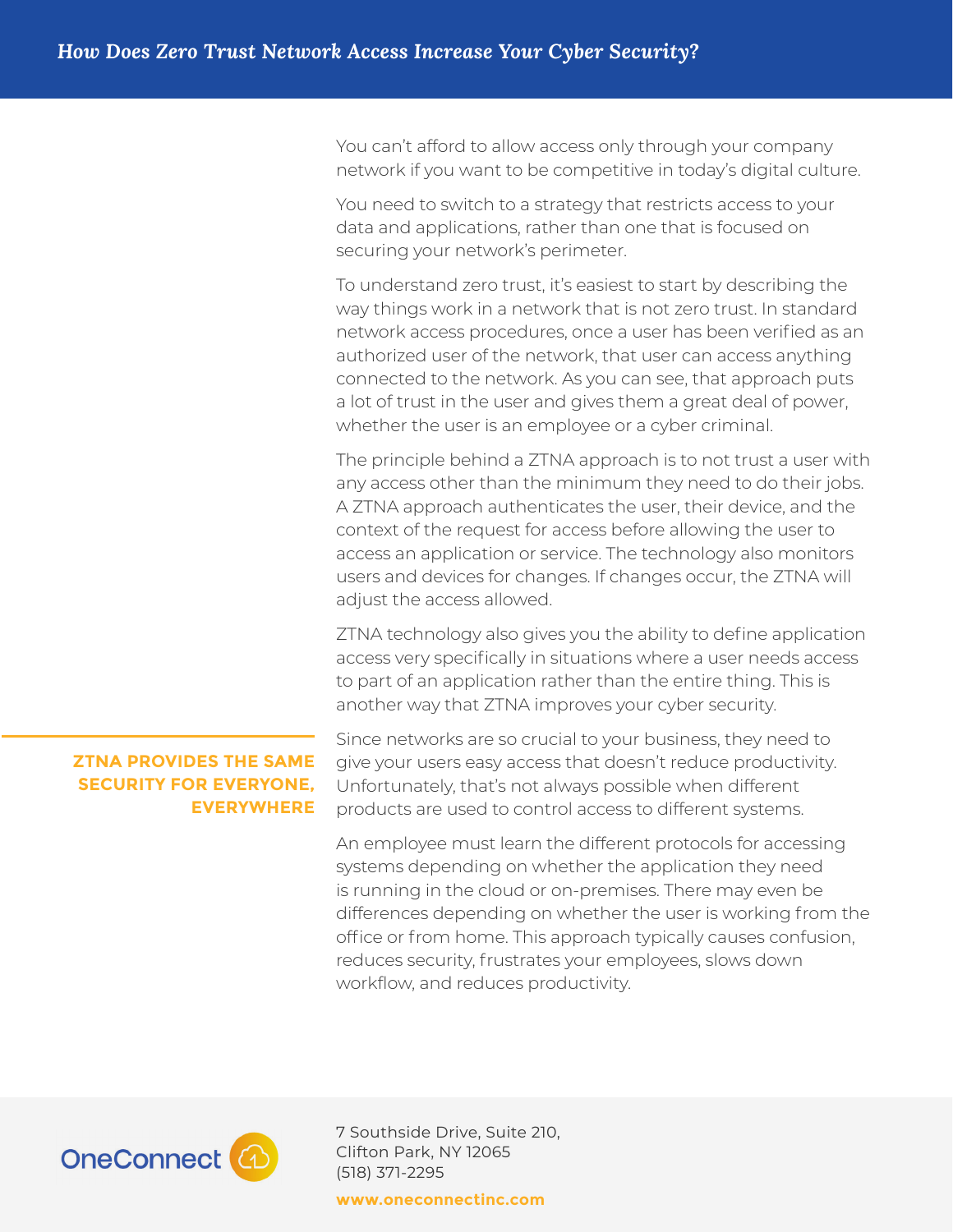You can't afford to allow access only through your company network if you want to be competitive in today's digital culture.

You need to switch to a strategy that restricts access to your data and applications, rather than one that is focused on securing your network's perimeter.

To understand zero trust, it's easiest to start by describing the way things work in a network that is not zero trust. In standard network access procedures, once a user has been verified as an authorized user of the network, that user can access anything connected to the network. As you can see, that approach puts a lot of trust in the user and gives them a great deal of power, whether the user is an employee or a cyber criminal.

The principle behind a ZTNA approach is to not trust a user with any access other than the minimum they need to do their jobs. A ZTNA approach authenticates the user, their device, and the context of the request for access before allowing the user to access an application or service. The technology also monitors users and devices for changes. If changes occur, the ZTNA will adjust the access allowed.

ZTNA technology also gives you the ability to define application access very specifically in situations where a user needs access to part of an application rather than the entire thing. This is another way that ZTNA improves your cyber security.

## ZTNA PROVIDES THE SAME SECURITY FOR EVERYONE, EVERYWHERE

Since networks are so crucial to your business, they need to give your users easy access that doesn't reduce productivity. Unfortunately, that's not always possible when different products are used to control access to different systems.

An employee must learn the different protocols for accessing systems depending on whether the application they need is running in the cloud or on-premises. There may even be differences depending on whether the user is working from the office or from home. This approach typically causes confusion, reduces security, frustrates your employees, slows down workflow, and reduces productivity.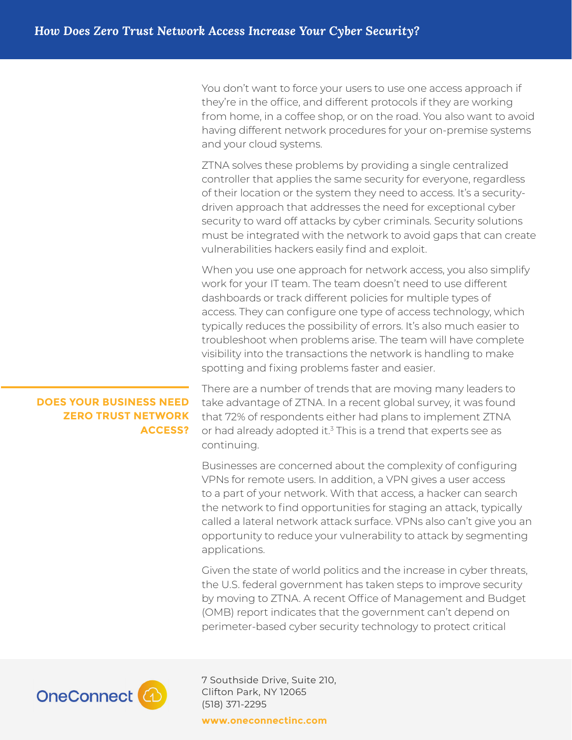You don't want to force your users to use one access approach if they're in the office, and different protocols if they are working from home, in a coffee shop, or on the road. You also want to avoid having different network procedures for your on-premise systems and your cloud systems.

ZTNA solves these problems by providing a single centralized controller that applies the same security for everyone, regardless of their location or the system they need to access. It's a security-driven approach that addresses the need for exceptional cyber security to ward off attacks by cyber criminals. Security solutions must be integrated with the network to avoid gaps that can create vulnerabilities hackers easily find and exploit.

When you use one approach for network access, you also simplify work for your IT team. The team doesn't need to use different dashboards or track different policies for multiple types of access. They can configure one type of access technology, which typically reduces the possibility of errors. It's also much easier to troubleshoot when problems arise. The team will have complete visibility into the transactions the network is handling to make spotting and fixing problems faster and easier.

## DOES YOUR BUSINESS NEED ZERO TRUST NETWORK ACCESS?

There are a number of trends that are moving many leaders to take advantage of ZTNA. In a recent global survey, it was found that 72% of respondents either had plans to implement ZTNA or had already adopted it.[3] This is a trend that experts see as continuing.

Businesses are concerned about the complexity of configuring VPNs for remote users. In addition, a VPN gives a user access to a part of your network. With that access, a hacker can search the network to find opportunities for staging an attack, typically called a lateral network attack surface. VPNs also can't give you an opportunity to reduce your vulnerability to attack by segmenting applications.

Given the state of world politics and the increase in cyber threats, the U.S. federal government has taken steps to improve security by moving to ZTNA. A recent Office of Management and Budget (OMB) report indicates that the government can't depend on perimeter-based cyber security technology to protect critical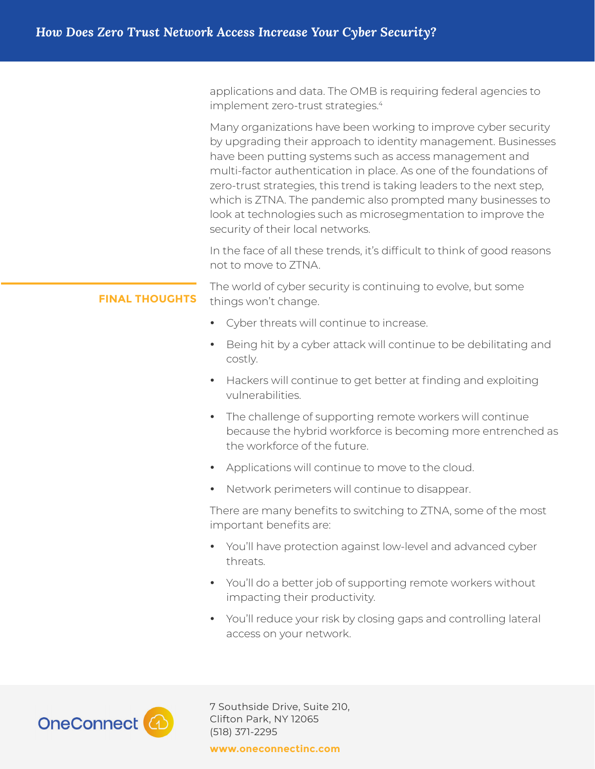applications and data. The OMB is requiring federal agencies to implement zero-trust strategies.[4]

Many organizations have been working to improve cyber security by upgrading their approach to identity management. Businesses have been putting systems such as access management and multi-factor authentication in place. As one of the foundations of zero-trust strategies, this trend is taking leaders to the next step, which is ZTNA. The pandemic also prompted many businesses to look at technologies such as microsegmentation to improve the security of their local networks.

In the face of all these trends, it's difficult to think of good reasons not to move to ZTNA.

## FINAL THOUGHTS

The world of cyber security is continuing to evolve, but some things won't change.

- Cyber threats will continue to increase.
- Being hit by a cyber attack will continue to be debilitating and costly.
- Hackers will continue to get better at finding and exploiting vulnerabilities.
- The challenge of supporting remote workers will continue because the hybrid workforce is becoming more entrenched as the workforce of the future.
- Applications will continue to move to the cloud.
- Network perimeters will continue to disappear.

There are many benefits to switching to ZTNA, some of the most important benefits are:

- You'll have protection against low-level and advanced cyber threats.
- You'll do a better job of supporting remote workers without impacting their productivity.
- You'll reduce your risk by closing gaps and controlling lateral access on your network.

OneConnect

7 Southside Drive, Suite 210,
Clifton Park, NY 12065
(518) 371-2295

**www.oneconnectinc.com**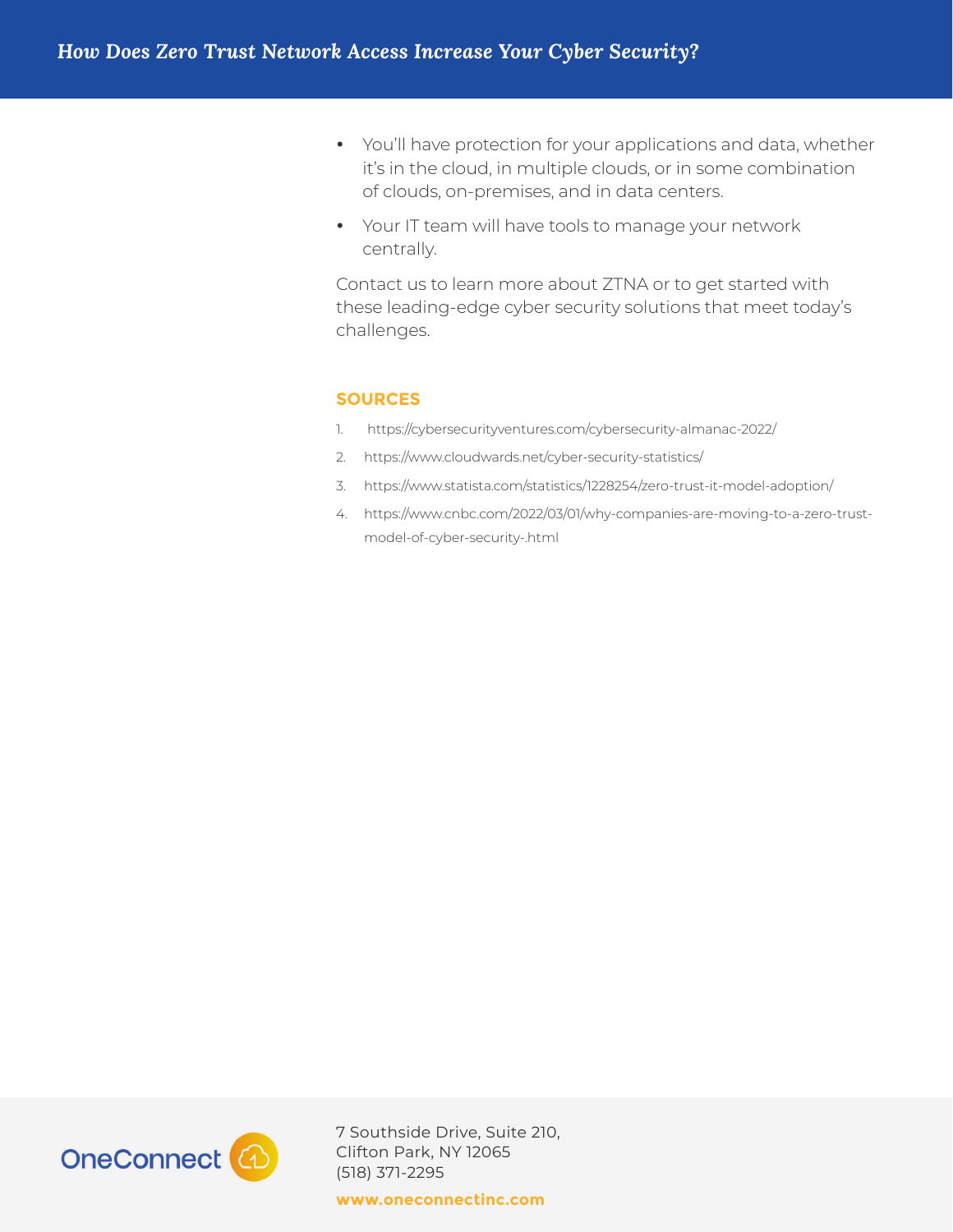- You'll have protection for your applications and data, whether it's in the cloud, in multiple clouds, or in some combination of clouds, on-premises, and in data centers.
- Your IT team will have tools to manage your network centrally.

Contact us to learn more about ZTNA or to get started with these leading-edge cyber security solutions that meet today's challenges.

## SOURCES

1. https://cybersecurityventures.com/cybersecurity-almanac-2022/
2. https://www.cloudwards.net/cyber-security-statistics/
3. https://www.statista.com/statistics/1228254/zero-trust-it-model-adoption/
4. https://www.cnbc.com/2022/03/01/why-companies-are-moving-to-a-zero-trust-model-of-cyber-security-.html

OneConnect

7 Southside Drive, Suite 210,
Clifton Park, NY 12065
(518) 371-2295

**www.oneconnectinc.com**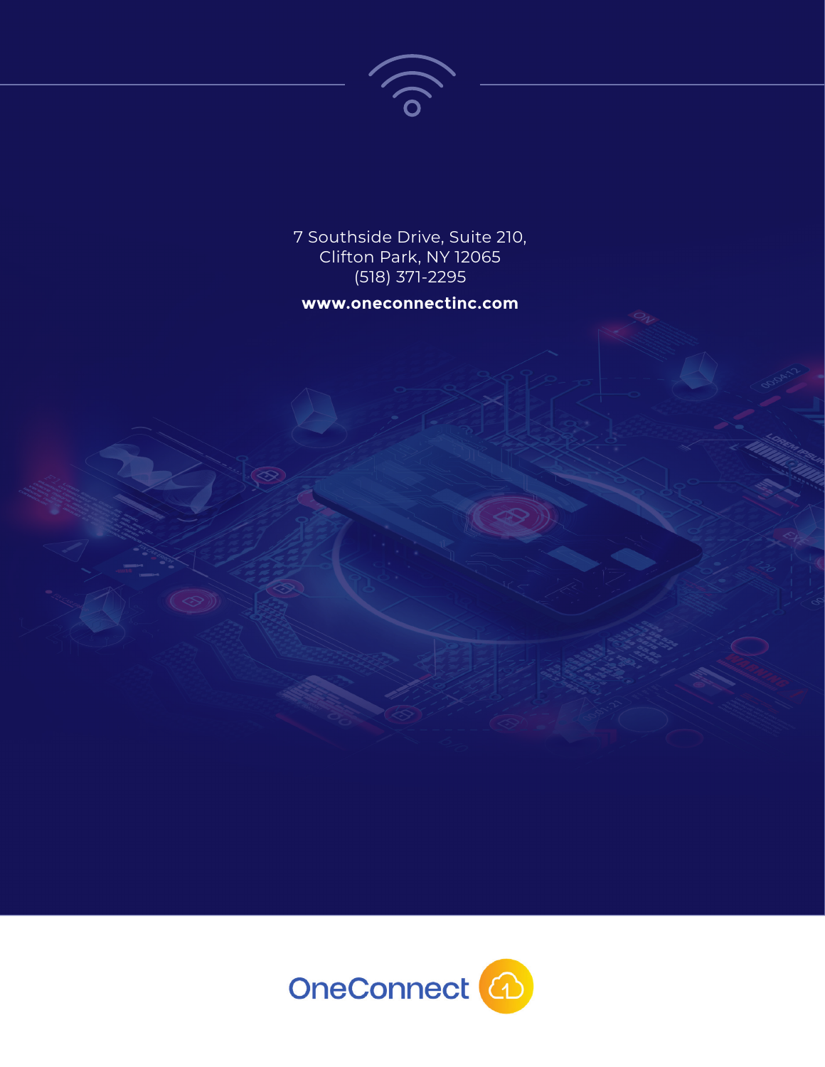7 Southside Drive, Suite 210,
Clifton Park, NY 12065
(518) 371-2295

**www.oneconnectinc.com**

OneConnect